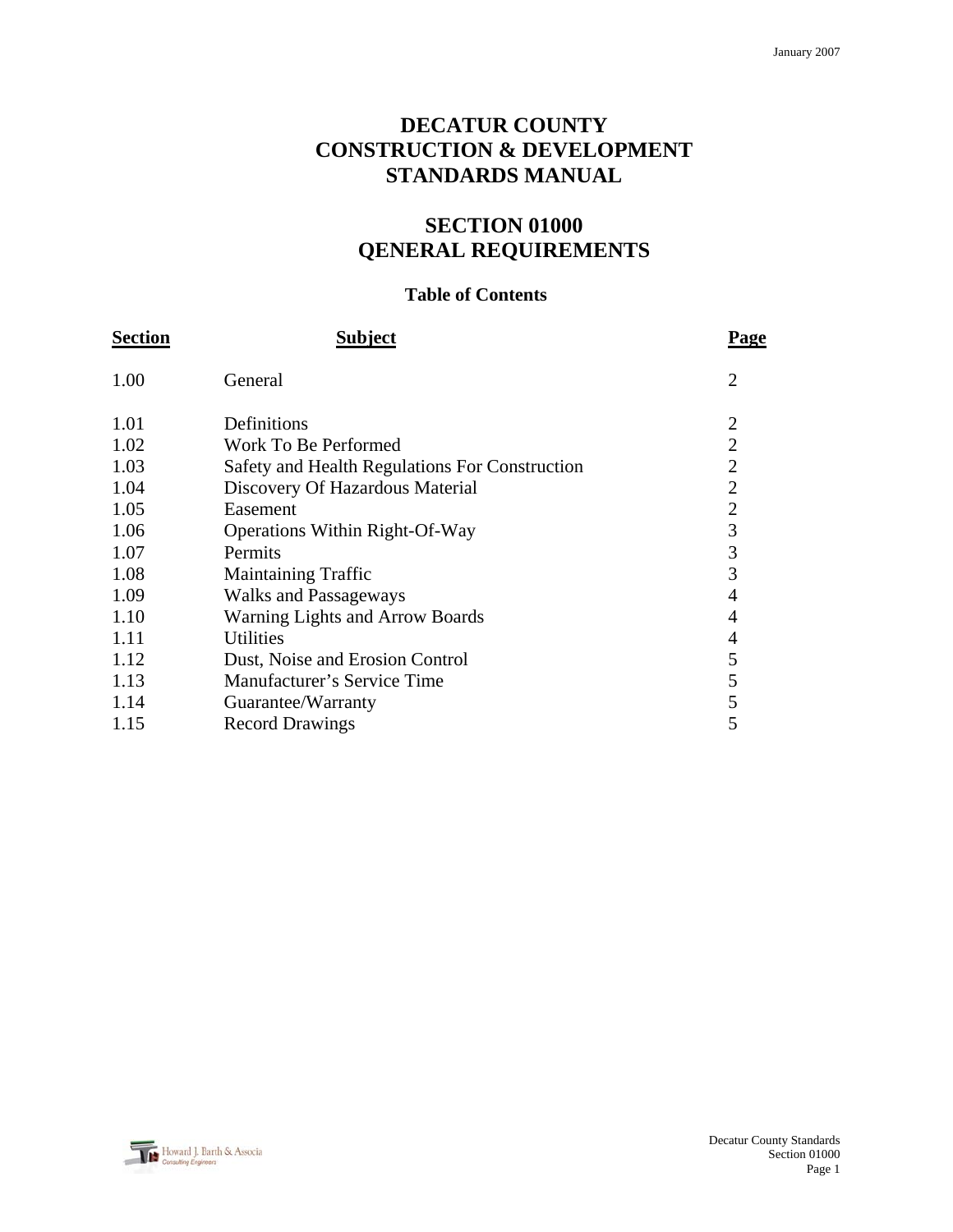# DECATUR COUNTY CONSTRUCTION & DEVELOPMENT STANDARDS MANUAL

## SECTION 01000 QENERAL REQUIREMENTS

### Table of Contents

| Section | Subject | Page |
|---|---|---|
| 1.00 | General | 2 |
| 1.01 | Definitions | 2 |
| 1.02 | Work To Be Performed | 2 |
| 1.03 | Safety and Health Regulations For Construction | 2 |
| 1.04 | Discovery Of Hazardous Material | 2 |
| 1.05 | Easement | 2 |
| 1.06 | Operations Within Right-Of-Way | 3 |
| 1.07 | Permits | 3 |
| 1.08 | Maintaining Traffic | 3 |
| 1.09 | Walks and Passageways | 4 |
| 1.10 | Warning Lights and Arrow Boards | 4 |
| 1.11 | Utilities | 4 |
| 1.12 | Dust, Noise and Erosion Control | 5 |
| 1.13 | Manufacturer's Service Time | 5 |
| 1.14 | Guarantee/Warranty | 5 |
| 1.15 | Record Drawings | 5 |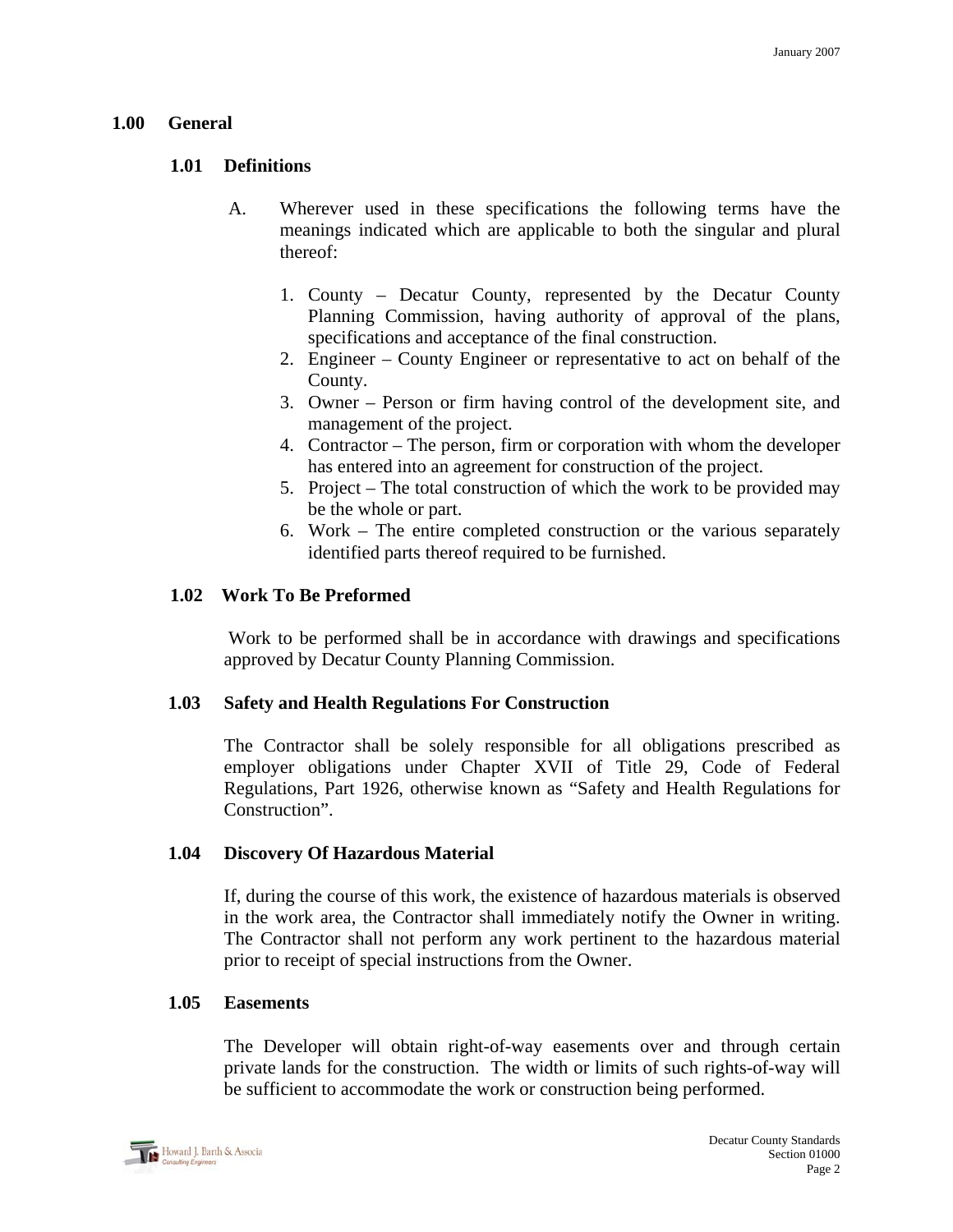## 1.00 General

### 1.01 Definitions

A. Wherever used in these specifications the following terms have the meanings indicated which are applicable to both the singular and plural thereof:

1. County – Decatur County, represented by the Decatur County Planning Commission, having authority of approval of the plans, specifications and acceptance of the final construction.
2. Engineer – County Engineer or representative to act on behalf of the County.
3. Owner – Person or firm having control of the development site, and management of the project.
4. Contractor – The person, firm or corporation with whom the developer has entered into an agreement for construction of the project.
5. Project – The total construction of which the work to be provided may be the whole or part.
6. Work – The entire completed construction or the various separately identified parts thereof required to be furnished.

### 1.02 Work To Be Preformed

Work to be performed shall be in accordance with drawings and specifications approved by Decatur County Planning Commission.

### 1.03 Safety and Health Regulations For Construction

The Contractor shall be solely responsible for all obligations prescribed as employer obligations under Chapter XVII of Title 29, Code of Federal Regulations, Part 1926, otherwise known as "Safety and Health Regulations for Construction".

### 1.04 Discovery Of Hazardous Material

If, during the course of this work, the existence of hazardous materials is observed in the work area, the Contractor shall immediately notify the Owner in writing. The Contractor shall not perform any work pertinent to the hazardous material prior to receipt of special instructions from the Owner.

### 1.05 Easements

The Developer will obtain right-of-way easements over and through certain private lands for the construction. The width or limits of such rights-of-way will be sufficient to accommodate the work or construction being performed.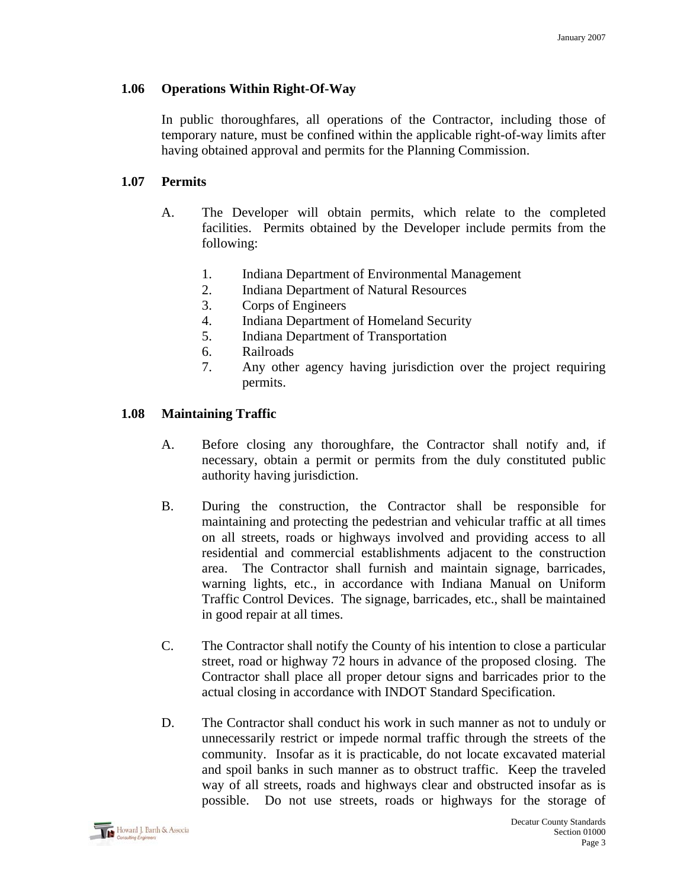## 1.06 Operations Within Right-Of-Way

In public thoroughfares, all operations of the Contractor, including those of temporary nature, must be confined within the applicable right-of-way limits after having obtained approval and permits for the Planning Commission.

## 1.07 Permits

A. The Developer will obtain permits, which relate to the completed facilities. Permits obtained by the Developer include permits from the following:

1. Indiana Department of Environmental Management
2. Indiana Department of Natural Resources
3. Corps of Engineers
4. Indiana Department of Homeland Security
5. Indiana Department of Transportation
6. Railroads
7. Any other agency having jurisdiction over the project requiring permits.

## 1.08 Maintaining Traffic

A. Before closing any thoroughfare, the Contractor shall notify and, if necessary, obtain a permit or permits from the duly constituted public authority having jurisdiction.

B. During the construction, the Contractor shall be responsible for maintaining and protecting the pedestrian and vehicular traffic at all times on all streets, roads or highways involved and providing access to all residential and commercial establishments adjacent to the construction area. The Contractor shall furnish and maintain signage, barricades, warning lights, etc., in accordance with Indiana Manual on Uniform Traffic Control Devices. The signage, barricades, etc., shall be maintained in good repair at all times.

C. The Contractor shall notify the County of his intention to close a particular street, road or highway 72 hours in advance of the proposed closing. The Contractor shall place all proper detour signs and barricades prior to the actual closing in accordance with INDOT Standard Specification.

D. The Contractor shall conduct his work in such manner as not to unduly or unnecessarily restrict or impede normal traffic through the streets of the community. Insofar as it is practicable, do not locate excavated material and spoil banks in such manner as to obstruct traffic. Keep the traveled way of all streets, roads and highways clear and obstructed insofar as is possible. Do not use streets, roads or highways for the storage of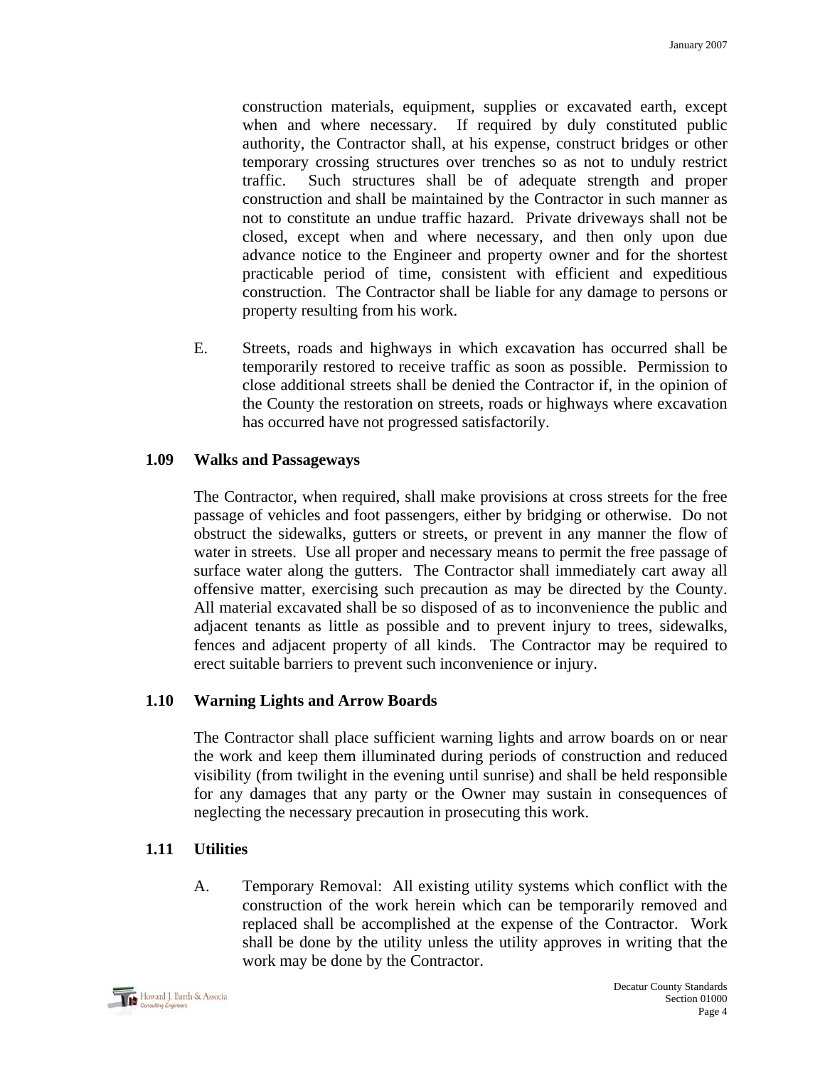construction materials, equipment, supplies or excavated earth, except when and where necessary. If required by duly constituted public authority, the Contractor shall, at his expense, construct bridges or other temporary crossing structures over trenches so as not to unduly restrict traffic. Such structures shall be of adequate strength and proper construction and shall be maintained by the Contractor in such manner as not to constitute an undue traffic hazard. Private driveways shall not be closed, except when and where necessary, and then only upon due advance notice to the Engineer and property owner and for the shortest practicable period of time, consistent with efficient and expeditious construction. The Contractor shall be liable for any damage to persons or property resulting from his work.

E. Streets, roads and highways in which excavation has occurred shall be temporarily restored to receive traffic as soon as possible. Permission to close additional streets shall be denied the Contractor if, in the opinion of the County the restoration on streets, roads or highways where excavation has occurred have not progressed satisfactorily.

### 1.09 Walks and Passageways

The Contractor, when required, shall make provisions at cross streets for the free passage of vehicles and foot passengers, either by bridging or otherwise. Do not obstruct the sidewalks, gutters or streets, or prevent in any manner the flow of water in streets. Use all proper and necessary means to permit the free passage of surface water along the gutters. The Contractor shall immediately cart away all offensive matter, exercising such precaution as may be directed by the County. All material excavated shall be so disposed of as to inconvenience the public and adjacent tenants as little as possible and to prevent injury to trees, sidewalks, fences and adjacent property of all kinds. The Contractor may be required to erect suitable barriers to prevent such inconvenience or injury.

### 1.10 Warning Lights and Arrow Boards

The Contractor shall place sufficient warning lights and arrow boards on or near the work and keep them illuminated during periods of construction and reduced visibility (from twilight in the evening until sunrise) and shall be held responsible for any damages that any party or the Owner may sustain in consequences of neglecting the necessary precaution in prosecuting this work.

### 1.11 Utilities

A. Temporary Removal: All existing utility systems which conflict with the construction of the work herein which can be temporarily removed and replaced shall be accomplished at the expense of the Contractor. Work shall be done by the utility unless the utility approves in writing that the work may be done by the Contractor.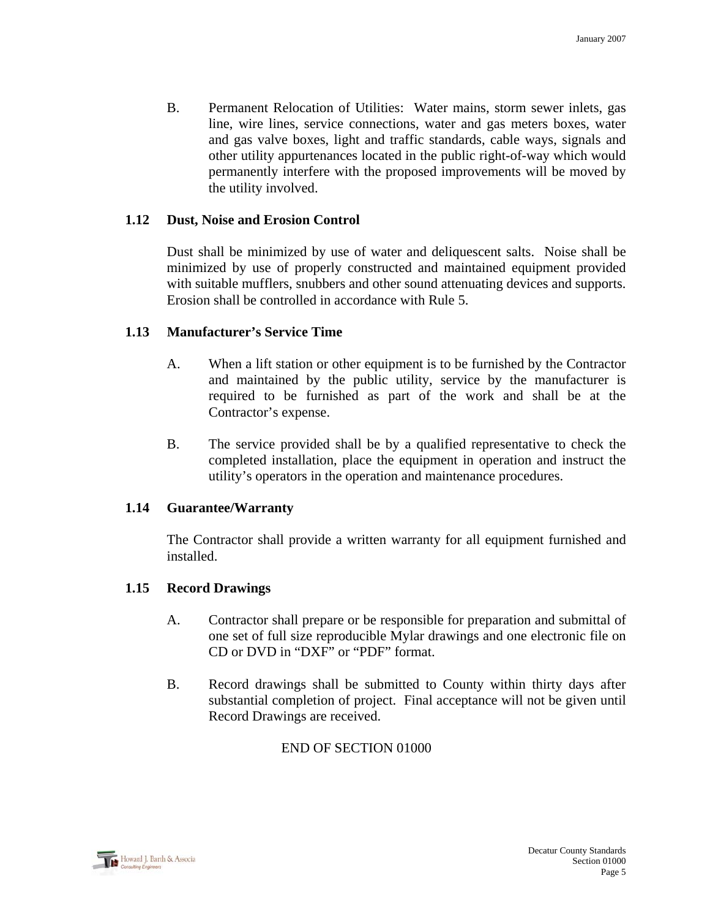B. Permanent Relocation of Utilities: Water mains, storm sewer inlets, gas line, wire lines, service connections, water and gas meters boxes, water and gas valve boxes, light and traffic standards, cable ways, signals and other utility appurtenances located in the public right-of-way which would permanently interfere with the proposed improvements will be moved by the utility involved.

### 1.12 Dust, Noise and Erosion Control

Dust shall be minimized by use of water and deliquescent salts. Noise shall be minimized by use of properly constructed and maintained equipment provided with suitable mufflers, snubbers and other sound attenuating devices and supports. Erosion shall be controlled in accordance with Rule 5.

### 1.13 Manufacturer's Service Time

A. When a lift station or other equipment is to be furnished by the Contractor and maintained by the public utility, service by the manufacturer is required to be furnished as part of the work and shall be at the Contractor's expense.

B. The service provided shall be by a qualified representative to check the completed installation, place the equipment in operation and instruct the utility's operators in the operation and maintenance procedures.

### 1.14 Guarantee/Warranty

The Contractor shall provide a written warranty for all equipment furnished and installed.

### 1.15 Record Drawings

A. Contractor shall prepare or be responsible for preparation and submittal of one set of full size reproducible Mylar drawings and one electronic file on CD or DVD in "DXF" or "PDF" format.

B. Record drawings shall be submitted to County within thirty days after substantial completion of project. Final acceptance will not be given until Record Drawings are received.

END OF SECTION 01000